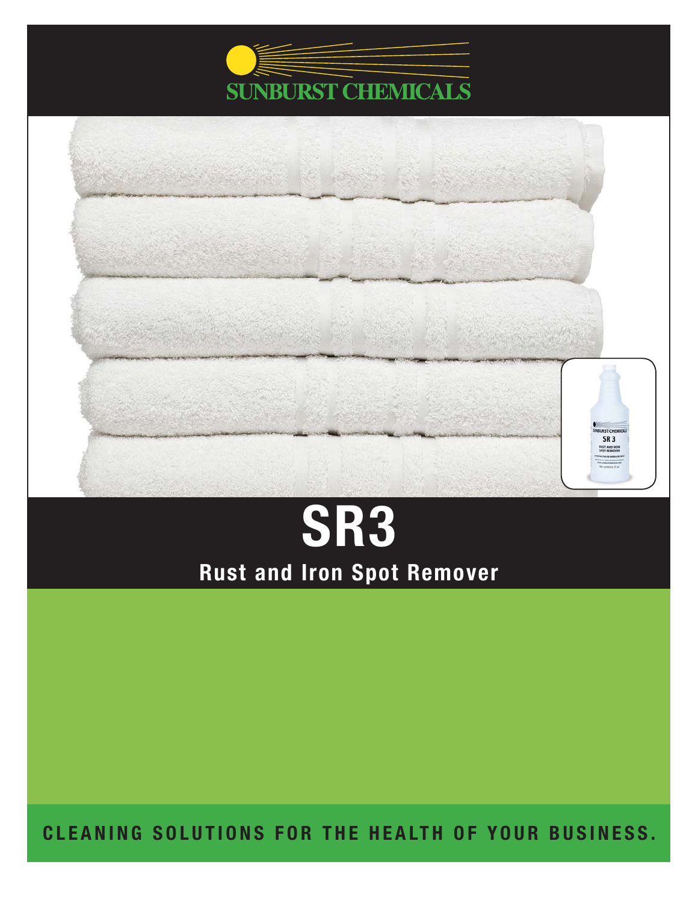SUNBURST CHEMICALS

# SR3

## Rust and Iron Spot Remover

**CLEANING SOLUTIONS FOR THE HEALTH OF YOUR BUSINESS.**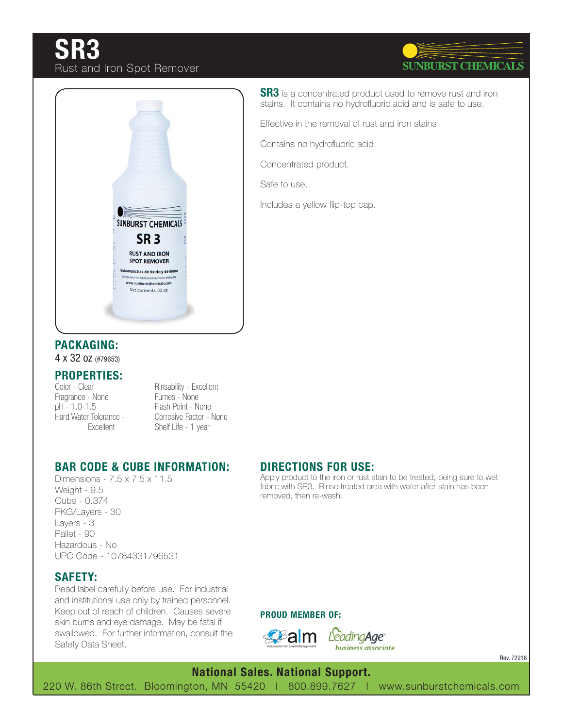# SR3

Rust and Iron Spot Remover

SUNBURST CHEMICALS

**SR3** is a concentrated product used to remove rust and iron stains. It contains no hydrofluoric acid and is safe to use.

Effective in the removal of rust and iron stains.

Contains no hydrofluoric acid.

Concentrated product.

Safe to use.

Includes a yellow flip-top cap.

## PACKAGING:

4 x 32 oz (#79653)

## PROPERTIES:

Color - Clear
Fragrance - None
pH - 1.0-1.5
Hard Water Tolerance - Excellent
Rinsability - Excellent
Fumes - None
Flash Point - None
Corrosive Factor - None
Shelf Life - 1 year

## BAR CODE & CUBE INFORMATION:

Dimensions - 7.5 x 7.5 x 11.5
Weight - 9.5
Cube - 0.374
PKG/Layers - 30
Layers - 3
Pallet - 90
Hazardous - No
UPC Code - 10784331796531

## DIRECTIONS FOR USE:

Apply product to the iron or rust stain to be treated, being sure to wet fabric with SR3. Rinse treated area with water after stain has been removed, then re-wash.

## SAFETY:

Read label carefully before use. For industrial and institutional use only by trained personnel. Keep out of reach of children. Causes severe skin burns and eye damage. May be fatal if swallowed. For further information, consult the Safety Data Sheet.

**PROUD MEMBER OF:**

alm Association for Linen Management

LeadingAge business associate

Rev. 72916

**National Sales. National Support.**

220 W. 86th Street. Bloomington, MN 55420 | 800.899.7627 | www.sunburstchemicals.com